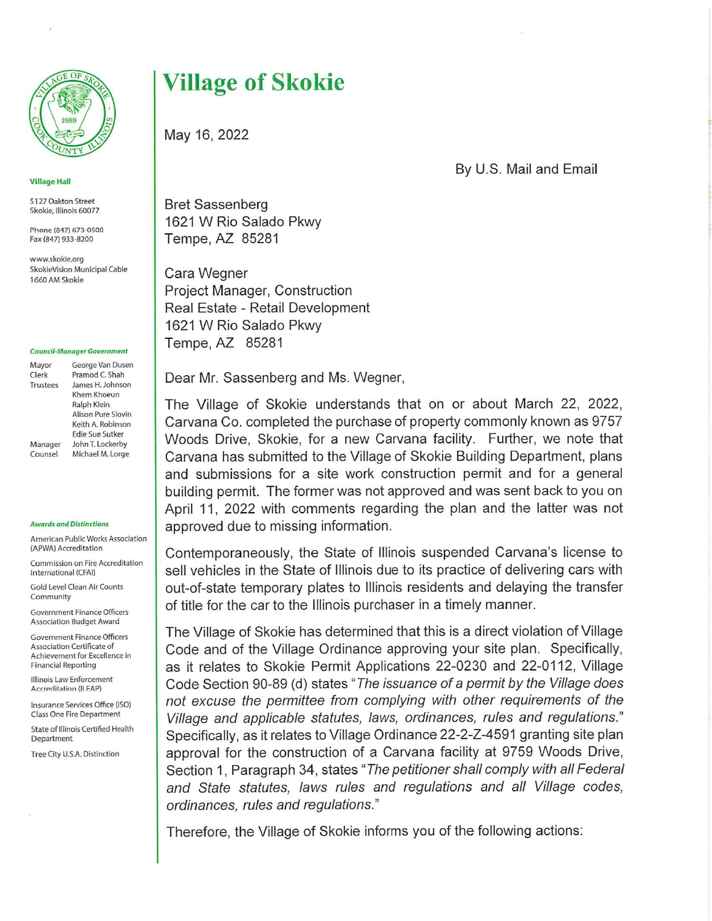# Village of Skokie

**Village Hall**

5127 Oakton Street
Skokie, Illinois 60077

Phone (847) 673-0500
Fax (847) 933-8200

www.skokie.org
SkokieVision Municipal Cable
1660 AM Skokie

***Council-Manager Government***

| | |
|---|---|
| Mayor | George Van Dusen |
| Clerk | Pramod C. Shah |
| Trustees | James H. Johnson |
| | Khem Khoeun |
| | Ralph Klein |
| | Alison Pure Slovin |
| | Keith A. Robinson |
| | Edie Sue Sutker |
| Manager | John T. Lockerby |
| Counsel | Michael M. Lorge |

***Awards and Distinctions***

American Public Works Association (APWA) Accreditation

Commission on Fire Accreditation International (CFAI)

Gold Level Clean Air Counts Community

Government Finance Officers Association Budget Award

Government Finance Officers Association Certificate of Achievement for Excellence in Financial Reporting

Illinois Law Enforcement Accreditation (ILEAP)

Insurance Services Office (ISO) Class One Fire Department

State of Illinois Certified Health Department

Tree City U.S.A. Distinction

---

May 16, 2022

By U.S. Mail and Email

Bret Sassenberg
1621 W Rio Salado Pkwy
Tempe, AZ 85281

Cara Wegner
Project Manager, Construction
Real Estate - Retail Development
1621 W Rio Salado Pkwy
Tempe, AZ 85281

Dear Mr. Sassenberg and Ms. Wegner,

The Village of Skokie understands that on or about March 22, 2022, Carvana Co. completed the purchase of property commonly known as 9757 Woods Drive, Skokie, for a new Carvana facility. Further, we note that Carvana has submitted to the Village of Skokie Building Department, plans and submissions for a site work construction permit and for a general building permit. The former was not approved and was sent back to you on April 11, 2022 with comments regarding the plan and the latter was not approved due to missing information.

Contemporaneously, the State of Illinois suspended Carvana's license to sell vehicles in the State of Illinois due to its practice of delivering cars with out-of-state temporary plates to Illinois residents and delaying the transfer of title for the car to the Illinois purchaser in a timely manner.

The Village of Skokie has determined that this is a direct violation of Village Code and of the Village Ordinance approving your site plan. Specifically, as it relates to Skokie Permit Applications 22-0230 and 22-0112, Village Code Section 90-89 (d) states "*The issuance of a permit by the Village does not excuse the permittee from complying with other requirements of the Village and applicable statutes, laws, ordinances, rules and regulations.*" Specifically, as it relates to Village Ordinance 22-2-Z-4591 granting site plan approval for the construction of a Carvana facility at 9759 Woods Drive, Section 1, Paragraph 34, states "*The petitioner shall comply with all Federal and State statutes, laws rules and regulations and all Village codes, ordinances, rules and regulations.*"

Therefore, the Village of Skokie informs you of the following actions: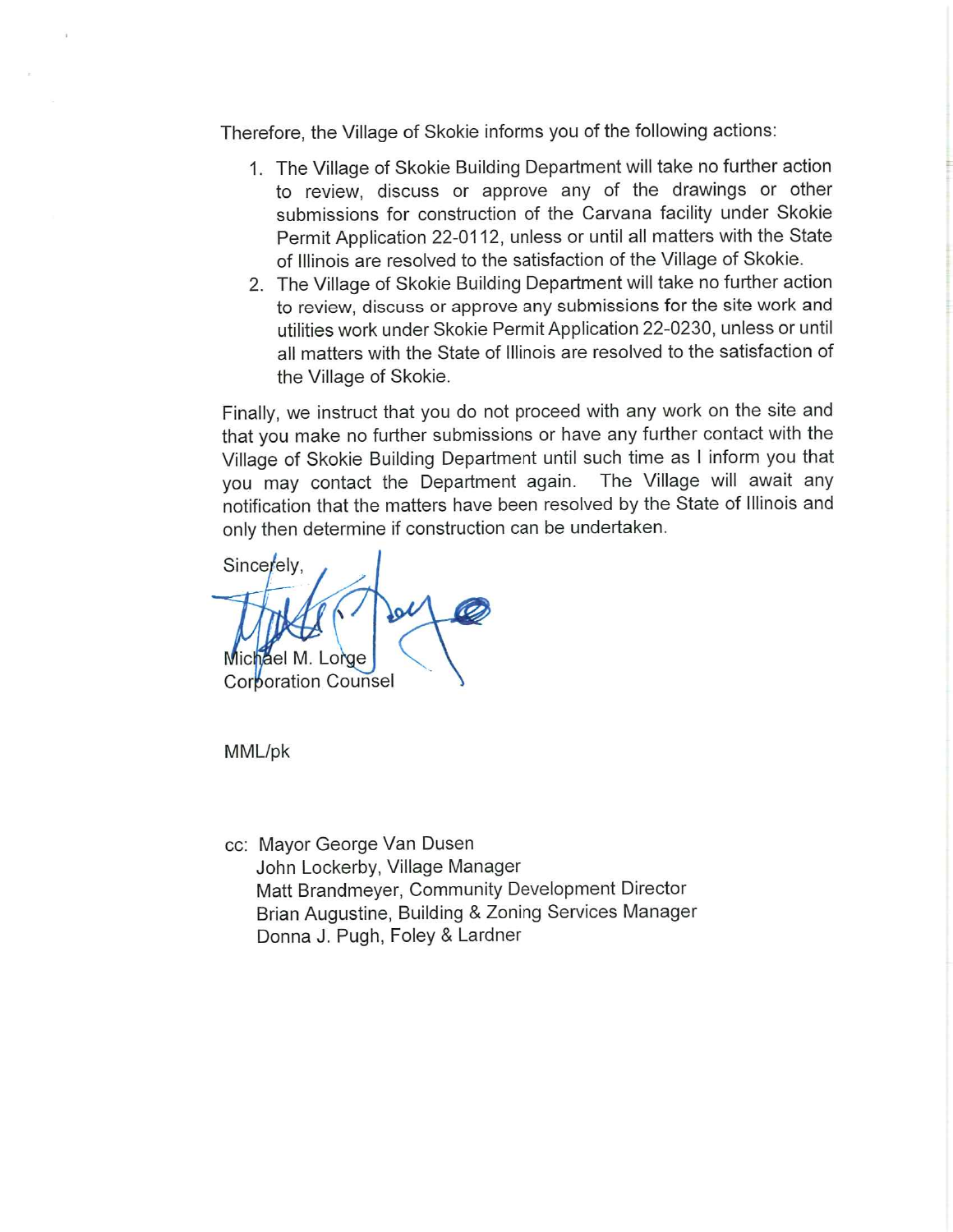Therefore, the Village of Skokie informs you of the following actions:

1. The Village of Skokie Building Department will take no further action to review, discuss or approve any of the drawings or other submissions for construction of the Carvana facility under Skokie Permit Application 22-0112, unless or until all matters with the State of Illinois are resolved to the satisfaction of the Village of Skokie.
2. The Village of Skokie Building Department will take no further action to review, discuss or approve any submissions for the site work and utilities work under Skokie Permit Application 22-0230, unless or until all matters with the State of Illinois are resolved to the satisfaction of the Village of Skokie.

Finally, we instruct that you do not proceed with any work on the site and that you make no further submissions or have any further contact with the Village of Skokie Building Department until such time as I inform you that you may contact the Department again. The Village will await any notification that the matters have been resolved by the State of Illinois and only then determine if construction can be undertaken.

Sincerely,

Michael M. Lorge
Corporation Counsel

MML/pk

cc: Mayor George Van Dusen
John Lockerby, Village Manager
Matt Brandmeyer, Community Development Director
Brian Augustine, Building & Zoning Services Manager
Donna J. Pugh, Foley & Lardner